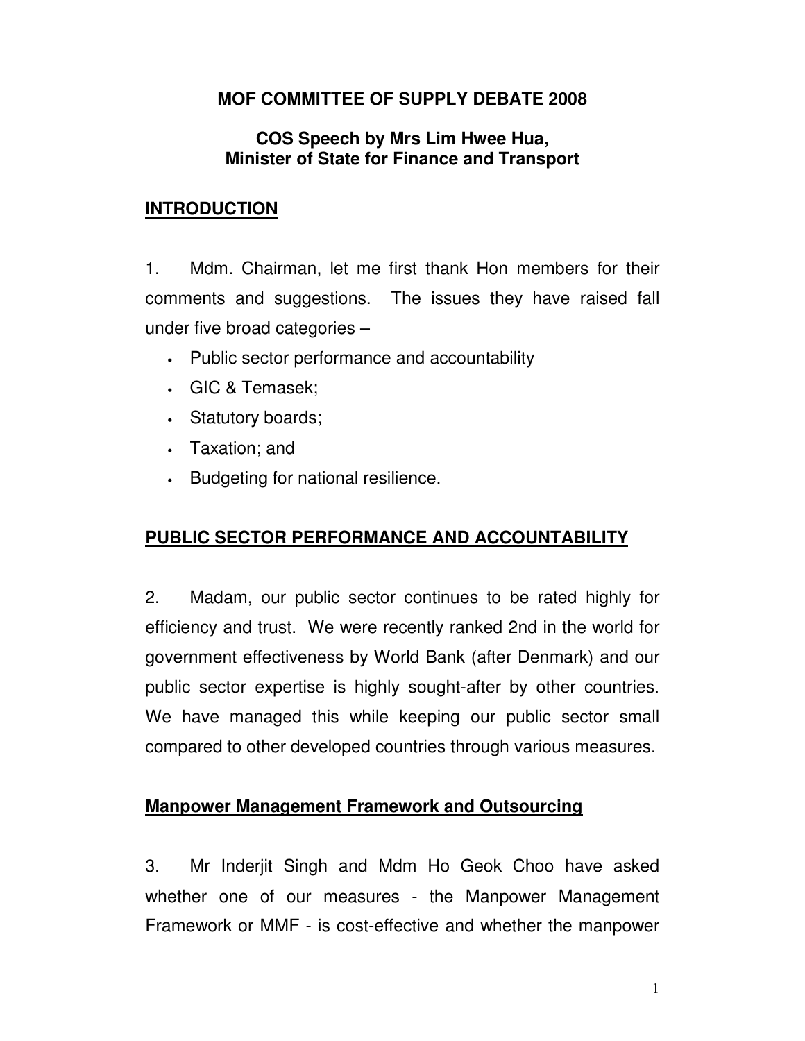# MOF COMMITTEE OF SUPPLY DEBATE 2008

## COS Speech by Mrs Lim Hwee Hua, Minister of State for Finance and Transport

## INTRODUCTION

1. Mdm. Chairman, let me first thank Hon members for their comments and suggestions. The issues they have raised fall under five broad categories –

- Public sector performance and accountability
- GIC & Temasek;
- Statutory boards;
- Taxation; and
- Budgeting for national resilience.

## PUBLIC SECTOR PERFORMANCE AND ACCOUNTABILITY

2. Madam, our public sector continues to be rated highly for efficiency and trust. We were recently ranked 2nd in the world for government effectiveness by World Bank (after Denmark) and our public sector expertise is highly sought-after by other countries. We have managed this while keeping our public sector small compared to other developed countries through various measures.

### Manpower Management Framework and Outsourcing

3. Mr Inderjit Singh and Mdm Ho Geok Choo have asked whether one of our measures - the Manpower Management Framework or MMF - is cost-effective and whether the manpower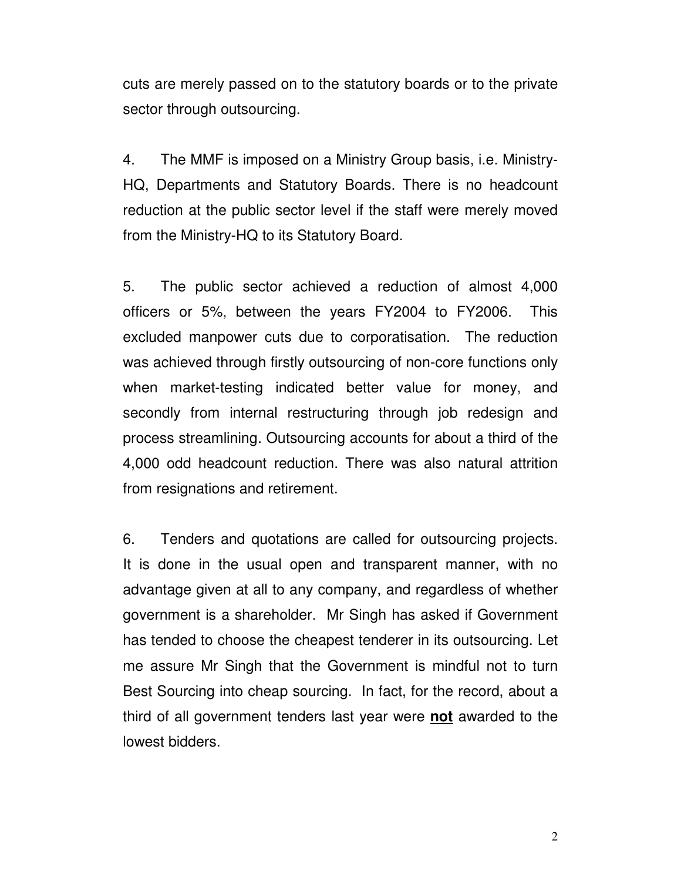cuts are merely passed on to the statutory boards or to the private sector through outsourcing.

4. The MMF is imposed on a Ministry Group basis, i.e. Ministry-HQ, Departments and Statutory Boards. There is no headcount reduction at the public sector level if the staff were merely moved from the Ministry-HQ to its Statutory Board.

5. The public sector achieved a reduction of almost 4,000 officers or 5%, between the years FY2004 to FY2006. This excluded manpower cuts due to corporatisation. The reduction was achieved through firstly outsourcing of non-core functions only when market-testing indicated better value for money, and secondly from internal restructuring through job redesign and process streamlining. Outsourcing accounts for about a third of the 4,000 odd headcount reduction. There was also natural attrition from resignations and retirement.

6. Tenders and quotations are called for outsourcing projects. It is done in the usual open and transparent manner, with no advantage given at all to any company, and regardless of whether government is a shareholder. Mr Singh has asked if Government has tended to choose the cheapest tenderer in its outsourcing. Let me assure Mr Singh that the Government is mindful not to turn Best Sourcing into cheap sourcing. In fact, for the record, about a third of all government tenders last year were **not** awarded to the lowest bidders.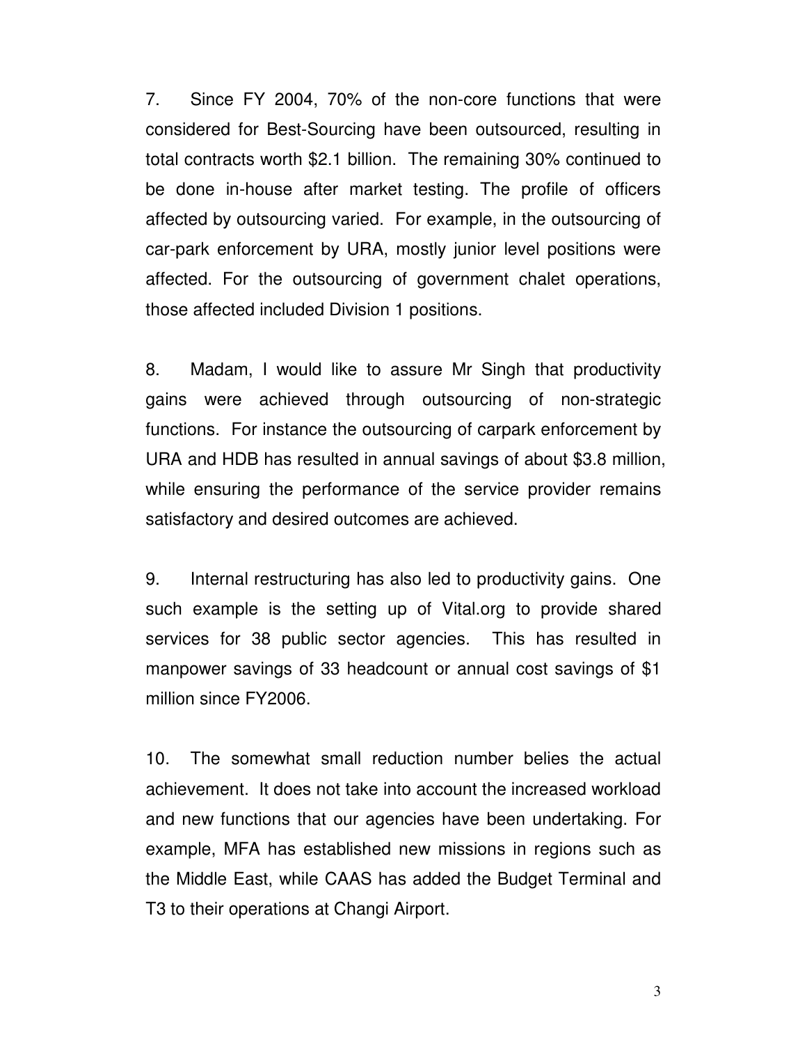7. Since FY 2004, 70% of the non-core functions that were considered for Best-Sourcing have been outsourced, resulting in total contracts worth $2.1 billion. The remaining 30% continued to be done in-house after market testing. The profile of officers affected by outsourcing varied. For example, in the outsourcing of car-park enforcement by URA, mostly junior level positions were affected. For the outsourcing of government chalet operations, those affected included Division 1 positions.

8. Madam, I would like to assure Mr Singh that productivity gains were achieved through outsourcing of non-strategic functions. For instance the outsourcing of carpark enforcement by URA and HDB has resulted in annual savings of about $3.8 million, while ensuring the performance of the service provider remains satisfactory and desired outcomes are achieved.

9. Internal restructuring has also led to productivity gains. One such example is the setting up of Vital.org to provide shared services for 38 public sector agencies. This has resulted in manpower savings of 33 headcount or annual cost savings of $1 million since FY2006.

10. The somewhat small reduction number belies the actual achievement. It does not take into account the increased workload and new functions that our agencies have been undertaking. For example, MFA has established new missions in regions such as the Middle East, while CAAS has added the Budget Terminal and T3 to their operations at Changi Airport.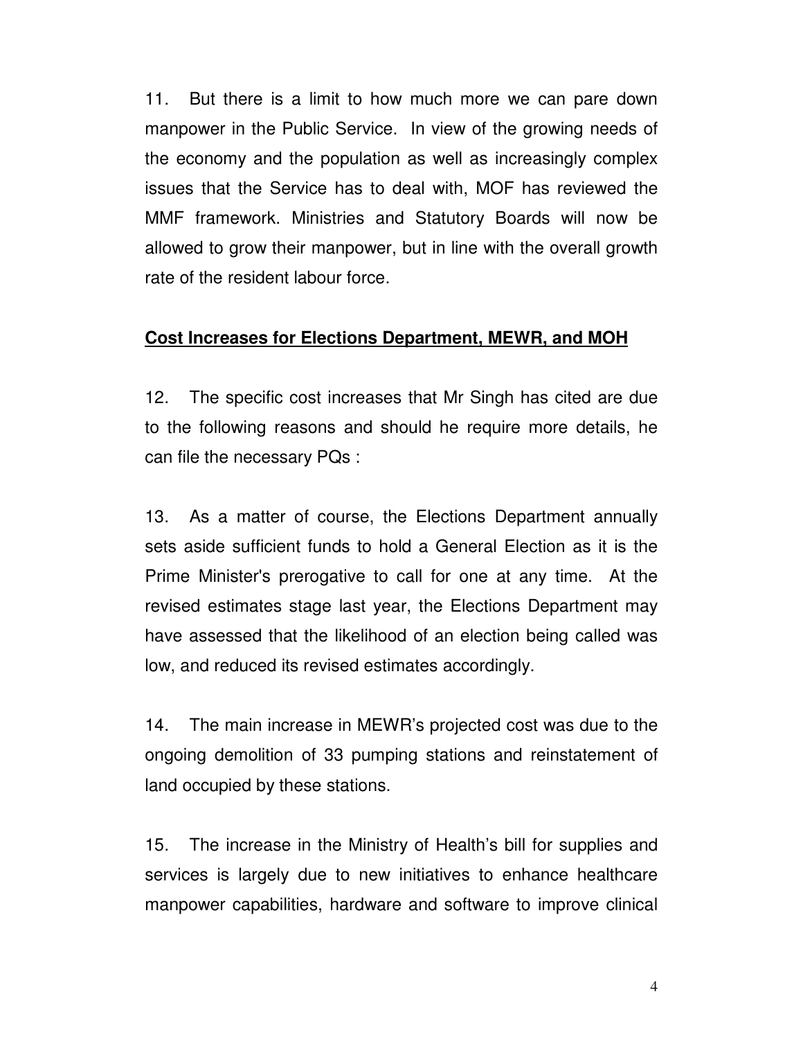11. But there is a limit to how much more we can pare down manpower in the Public Service. In view of the growing needs of the economy and the population as well as increasingly complex issues that the Service has to deal with, MOF has reviewed the MMF framework. Ministries and Statutory Boards will now be allowed to grow their manpower, but in line with the overall growth rate of the resident labour force.

**Cost Increases for Elections Department, MEWR, and MOH**

12. The specific cost increases that Mr Singh has cited are due to the following reasons and should he require more details, he can file the necessary PQs :

13. As a matter of course, the Elections Department annually sets aside sufficient funds to hold a General Election as it is the Prime Minister's prerogative to call for one at any time. At the revised estimates stage last year, the Elections Department may have assessed that the likelihood of an election being called was low, and reduced its revised estimates accordingly.

14. The main increase in MEWR's projected cost was due to the ongoing demolition of 33 pumping stations and reinstatement of land occupied by these stations.

15. The increase in the Ministry of Health's bill for supplies and services is largely due to new initiatives to enhance healthcare manpower capabilities, hardware and software to improve clinical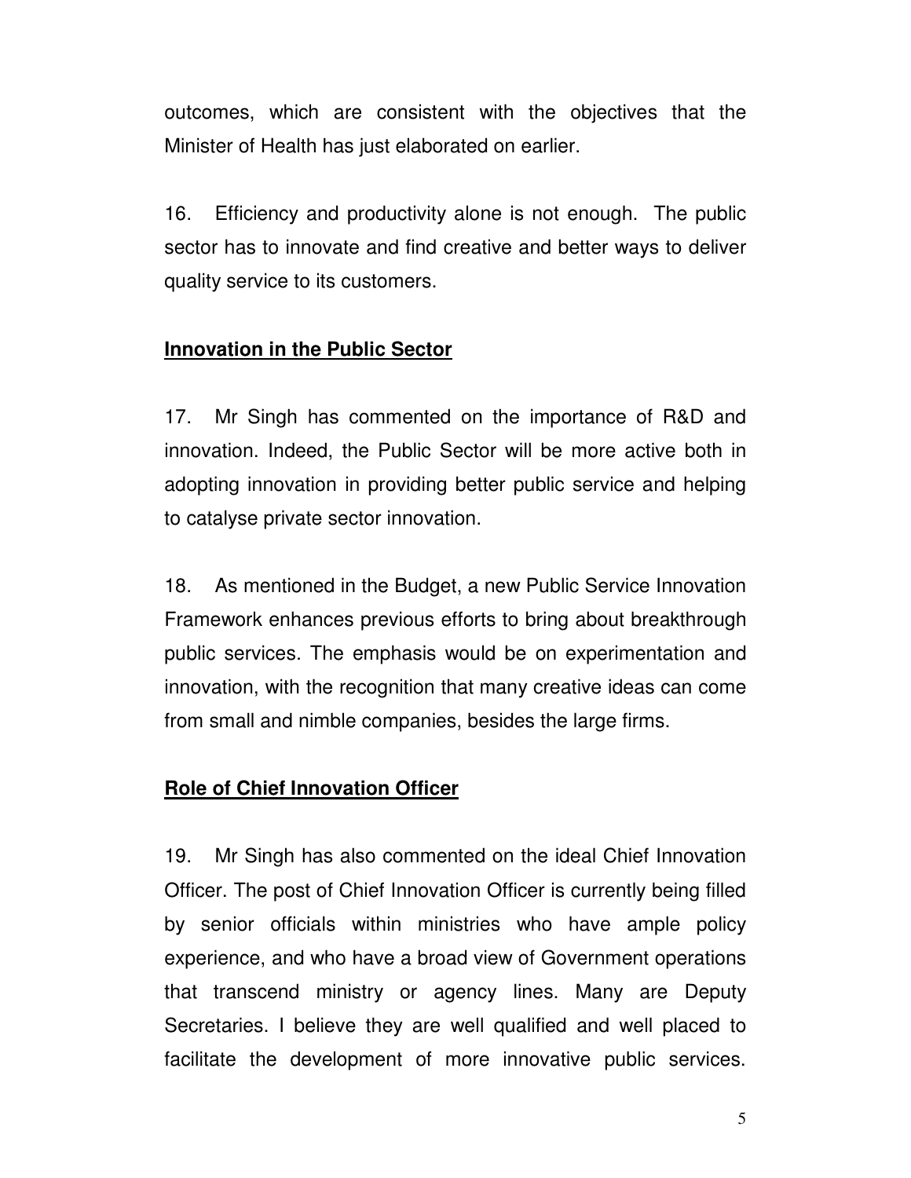outcomes, which are consistent with the objectives that the Minister of Health has just elaborated on earlier.

16. Efficiency and productivity alone is not enough. The public sector has to innovate and find creative and better ways to deliver quality service to its customers.

**Innovation in the Public Sector**

17. Mr Singh has commented on the importance of R&D and innovation. Indeed, the Public Sector will be more active both in adopting innovation in providing better public service and helping to catalyse private sector innovation.

18. As mentioned in the Budget, a new Public Service Innovation Framework enhances previous efforts to bring about breakthrough public services. The emphasis would be on experimentation and innovation, with the recognition that many creative ideas can come from small and nimble companies, besides the large firms.

**Role of Chief Innovation Officer**

19. Mr Singh has also commented on the ideal Chief Innovation Officer. The post of Chief Innovation Officer is currently being filled by senior officials within ministries who have ample policy experience, and who have a broad view of Government operations that transcend ministry or agency lines. Many are Deputy Secretaries. I believe they are well qualified and well placed to facilitate the development of more innovative public services.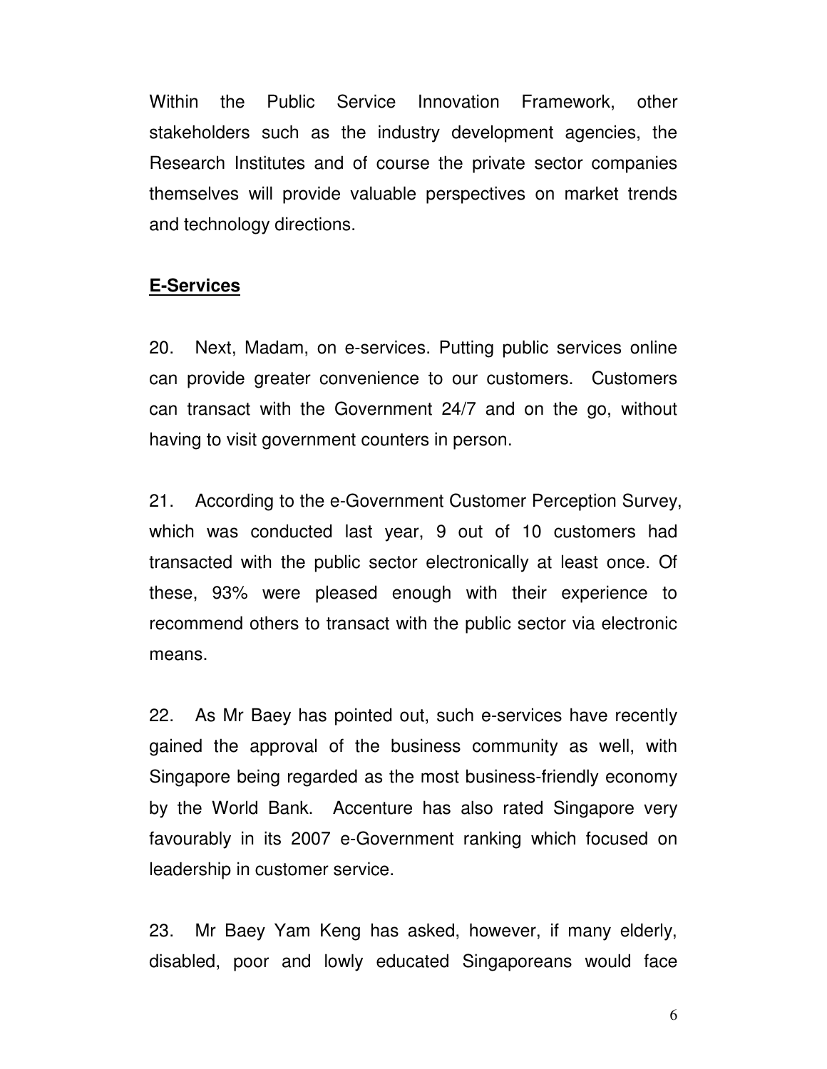Within the Public Service Innovation Framework, other stakeholders such as the industry development agencies, the Research Institutes and of course the private sector companies themselves will provide valuable perspectives on market trends and technology directions.

**E-Services**

20. Next, Madam, on e-services. Putting public services online can provide greater convenience to our customers. Customers can transact with the Government 24/7 and on the go, without having to visit government counters in person.

21. According to the e-Government Customer Perception Survey, which was conducted last year, 9 out of 10 customers had transacted with the public sector electronically at least once. Of these, 93% were pleased enough with their experience to recommend others to transact with the public sector via electronic means.

22. As Mr Baey has pointed out, such e-services have recently gained the approval of the business community as well, with Singapore being regarded as the most business-friendly economy by the World Bank. Accenture has also rated Singapore very favourably in its 2007 e-Government ranking which focused on leadership in customer service.

23. Mr Baey Yam Keng has asked, however, if many elderly, disabled, poor and lowly educated Singaporeans would face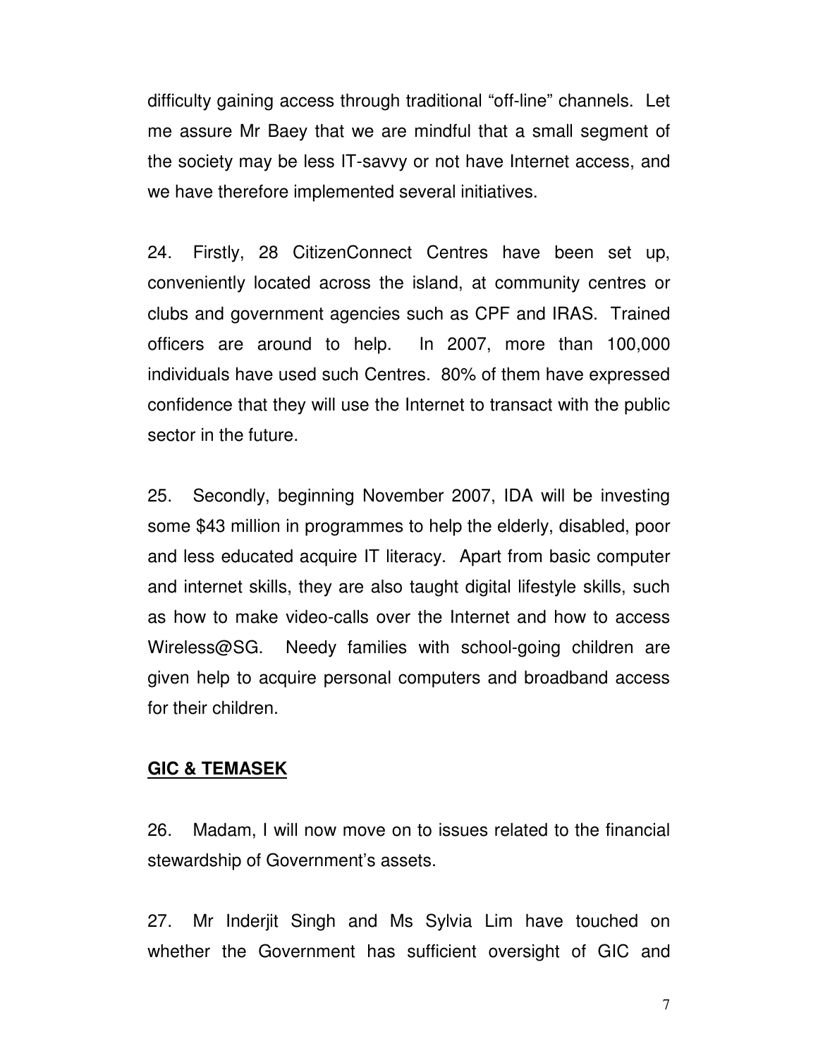difficulty gaining access through traditional "off-line" channels. Let me assure Mr Baey that we are mindful that a small segment of the society may be less IT-savvy or not have Internet access, and we have therefore implemented several initiatives.

24. Firstly, 28 CitizenConnect Centres have been set up, conveniently located across the island, at community centres or clubs and government agencies such as CPF and IRAS. Trained officers are around to help. In 2007, more than 100,000 individuals have used such Centres. 80% of them have expressed confidence that they will use the Internet to transact with the public sector in the future.

25. Secondly, beginning November 2007, IDA will be investing some $43 million in programmes to help the elderly, disabled, poor and less educated acquire IT literacy. Apart from basic computer and internet skills, they are also taught digital lifestyle skills, such as how to make video-calls over the Internet and how to access Wireless@SG. Needy families with school-going children are given help to acquire personal computers and broadband access for their children.

**GIC & TEMASEK**

26. Madam, I will now move on to issues related to the financial stewardship of Government's assets.

27. Mr Inderjit Singh and Ms Sylvia Lim have touched on whether the Government has sufficient oversight of GIC and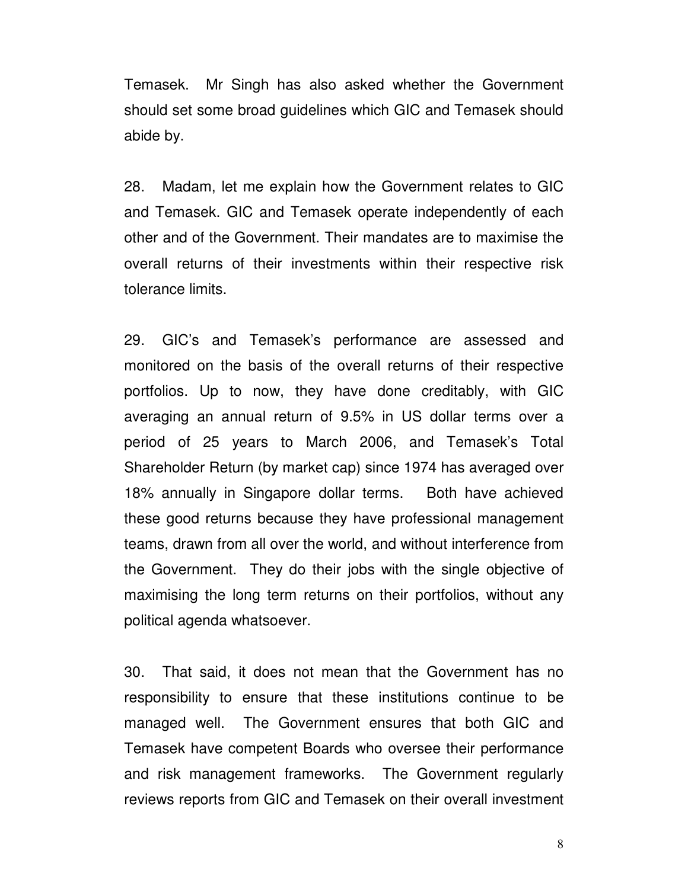Temasek. Mr Singh has also asked whether the Government should set some broad guidelines which GIC and Temasek should abide by.

28. Madam, let me explain how the Government relates to GIC and Temasek. GIC and Temasek operate independently of each other and of the Government. Their mandates are to maximise the overall returns of their investments within their respective risk tolerance limits.

29. GIC's and Temasek's performance are assessed and monitored on the basis of the overall returns of their respective portfolios. Up to now, they have done creditably, with GIC averaging an annual return of 9.5% in US dollar terms over a period of 25 years to March 2006, and Temasek's Total Shareholder Return (by market cap) since 1974 has averaged over 18% annually in Singapore dollar terms. Both have achieved these good returns because they have professional management teams, drawn from all over the world, and without interference from the Government. They do their jobs with the single objective of maximising the long term returns on their portfolios, without any political agenda whatsoever.

30. That said, it does not mean that the Government has no responsibility to ensure that these institutions continue to be managed well. The Government ensures that both GIC and Temasek have competent Boards who oversee their performance and risk management frameworks. The Government regularly reviews reports from GIC and Temasek on their overall investment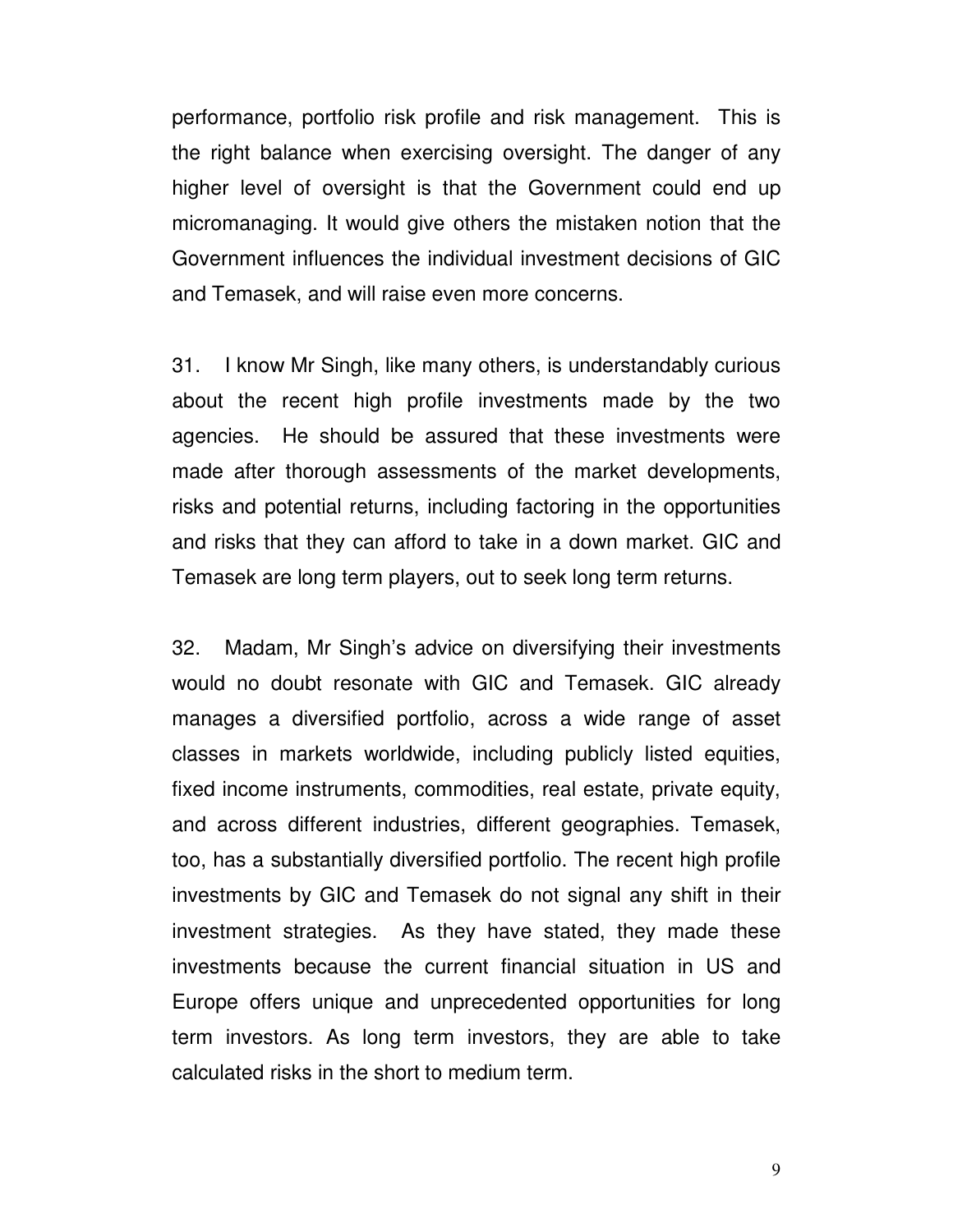performance, portfolio risk profile and risk management. This is the right balance when exercising oversight. The danger of any higher level of oversight is that the Government could end up micromanaging. It would give others the mistaken notion that the Government influences the individual investment decisions of GIC and Temasek, and will raise even more concerns.

31. I know Mr Singh, like many others, is understandably curious about the recent high profile investments made by the two agencies. He should be assured that these investments were made after thorough assessments of the market developments, risks and potential returns, including factoring in the opportunities and risks that they can afford to take in a down market. GIC and Temasek are long term players, out to seek long term returns.

32. Madam, Mr Singh's advice on diversifying their investments would no doubt resonate with GIC and Temasek. GIC already manages a diversified portfolio, across a wide range of asset classes in markets worldwide, including publicly listed equities, fixed income instruments, commodities, real estate, private equity, and across different industries, different geographies. Temasek, too, has a substantially diversified portfolio. The recent high profile investments by GIC and Temasek do not signal any shift in their investment strategies. As they have stated, they made these investments because the current financial situation in US and Europe offers unique and unprecedented opportunities for long term investors. As long term investors, they are able to take calculated risks in the short to medium term.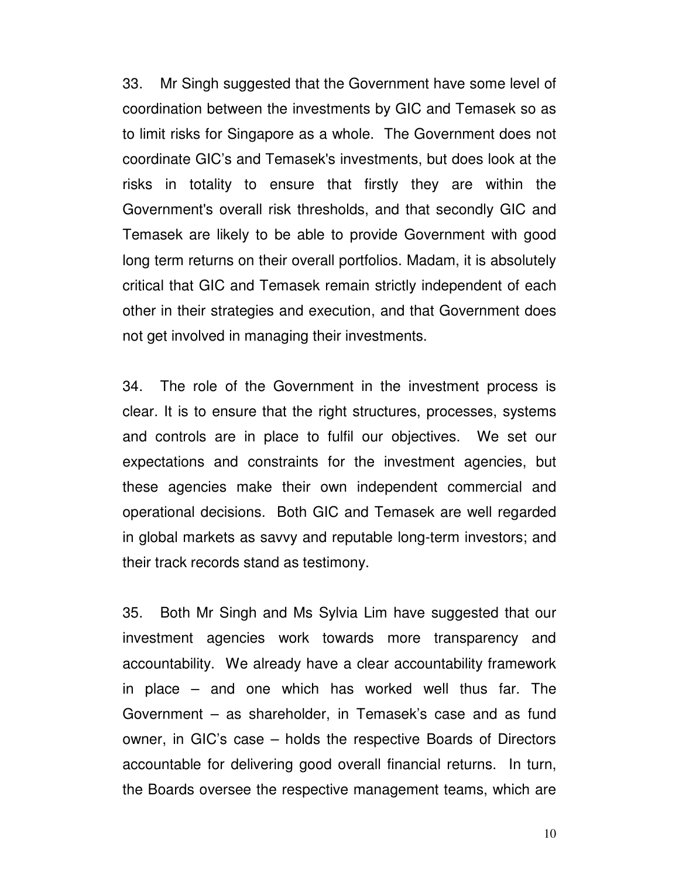33. Mr Singh suggested that the Government have some level of coordination between the investments by GIC and Temasek so as to limit risks for Singapore as a whole. The Government does not coordinate GIC's and Temasek's investments, but does look at the risks in totality to ensure that firstly they are within the Government's overall risk thresholds, and that secondly GIC and Temasek are likely to be able to provide Government with good long term returns on their overall portfolios. Madam, it is absolutely critical that GIC and Temasek remain strictly independent of each other in their strategies and execution, and that Government does not get involved in managing their investments.

34. The role of the Government in the investment process is clear. It is to ensure that the right structures, processes, systems and controls are in place to fulfil our objectives. We set our expectations and constraints for the investment agencies, but these agencies make their own independent commercial and operational decisions. Both GIC and Temasek are well regarded in global markets as savvy and reputable long-term investors; and their track records stand as testimony.

35. Both Mr Singh and Ms Sylvia Lim have suggested that our investment agencies work towards more transparency and accountability. We already have a clear accountability framework in place – and one which has worked well thus far. The Government – as shareholder, in Temasek's case and as fund owner, in GIC's case – holds the respective Boards of Directors accountable for delivering good overall financial returns. In turn, the Boards oversee the respective management teams, which are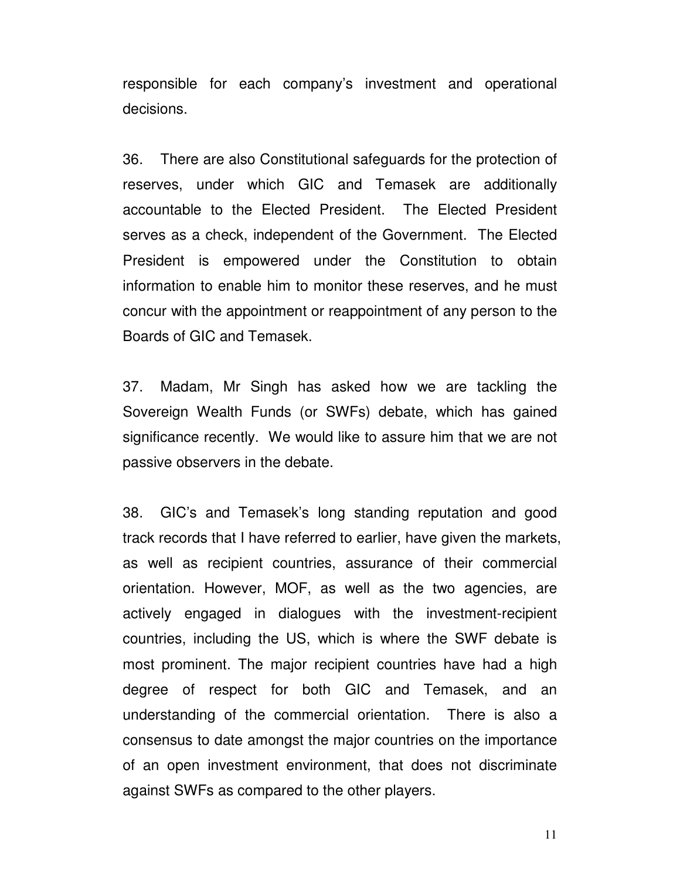responsible for each company's investment and operational decisions.

36. There are also Constitutional safeguards for the protection of reserves, under which GIC and Temasek are additionally accountable to the Elected President. The Elected President serves as a check, independent of the Government. The Elected President is empowered under the Constitution to obtain information to enable him to monitor these reserves, and he must concur with the appointment or reappointment of any person to the Boards of GIC and Temasek.

37. Madam, Mr Singh has asked how we are tackling the Sovereign Wealth Funds (or SWFs) debate, which has gained significance recently. We would like to assure him that we are not passive observers in the debate.

38. GIC's and Temasek's long standing reputation and good track records that I have referred to earlier, have given the markets, as well as recipient countries, assurance of their commercial orientation. However, MOF, as well as the two agencies, are actively engaged in dialogues with the investment-recipient countries, including the US, which is where the SWF debate is most prominent. The major recipient countries have had a high degree of respect for both GIC and Temasek, and an understanding of the commercial orientation. There is also a consensus to date amongst the major countries on the importance of an open investment environment, that does not discriminate against SWFs as compared to the other players.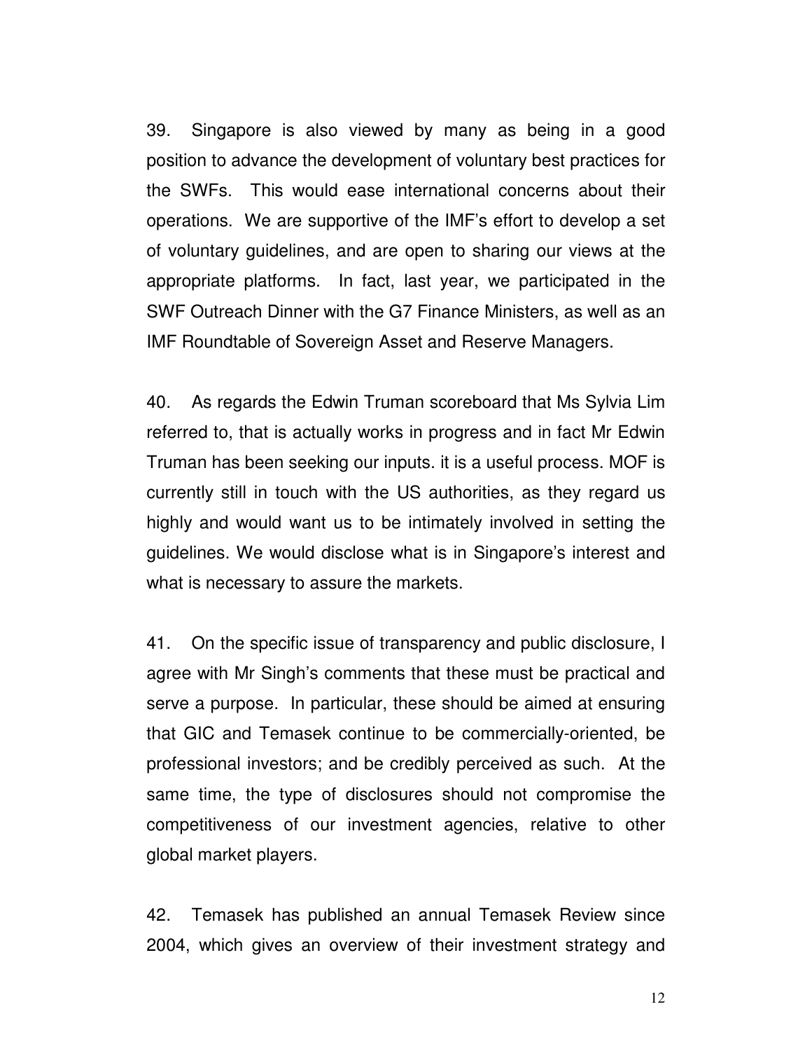39. Singapore is also viewed by many as being in a good position to advance the development of voluntary best practices for the SWFs. This would ease international concerns about their operations. We are supportive of the IMF's effort to develop a set of voluntary guidelines, and are open to sharing our views at the appropriate platforms. In fact, last year, we participated in the SWF Outreach Dinner with the G7 Finance Ministers, as well as an IMF Roundtable of Sovereign Asset and Reserve Managers.

40. As regards the Edwin Truman scoreboard that Ms Sylvia Lim referred to, that is actually works in progress and in fact Mr Edwin Truman has been seeking our inputs. it is a useful process. MOF is currently still in touch with the US authorities, as they regard us highly and would want us to be intimately involved in setting the guidelines. We would disclose what is in Singapore's interest and what is necessary to assure the markets.

41. On the specific issue of transparency and public disclosure, I agree with Mr Singh's comments that these must be practical and serve a purpose. In particular, these should be aimed at ensuring that GIC and Temasek continue to be commercially-oriented, be professional investors; and be credibly perceived as such. At the same time, the type of disclosures should not compromise the competitiveness of our investment agencies, relative to other global market players.

42. Temasek has published an annual Temasek Review since 2004, which gives an overview of their investment strategy and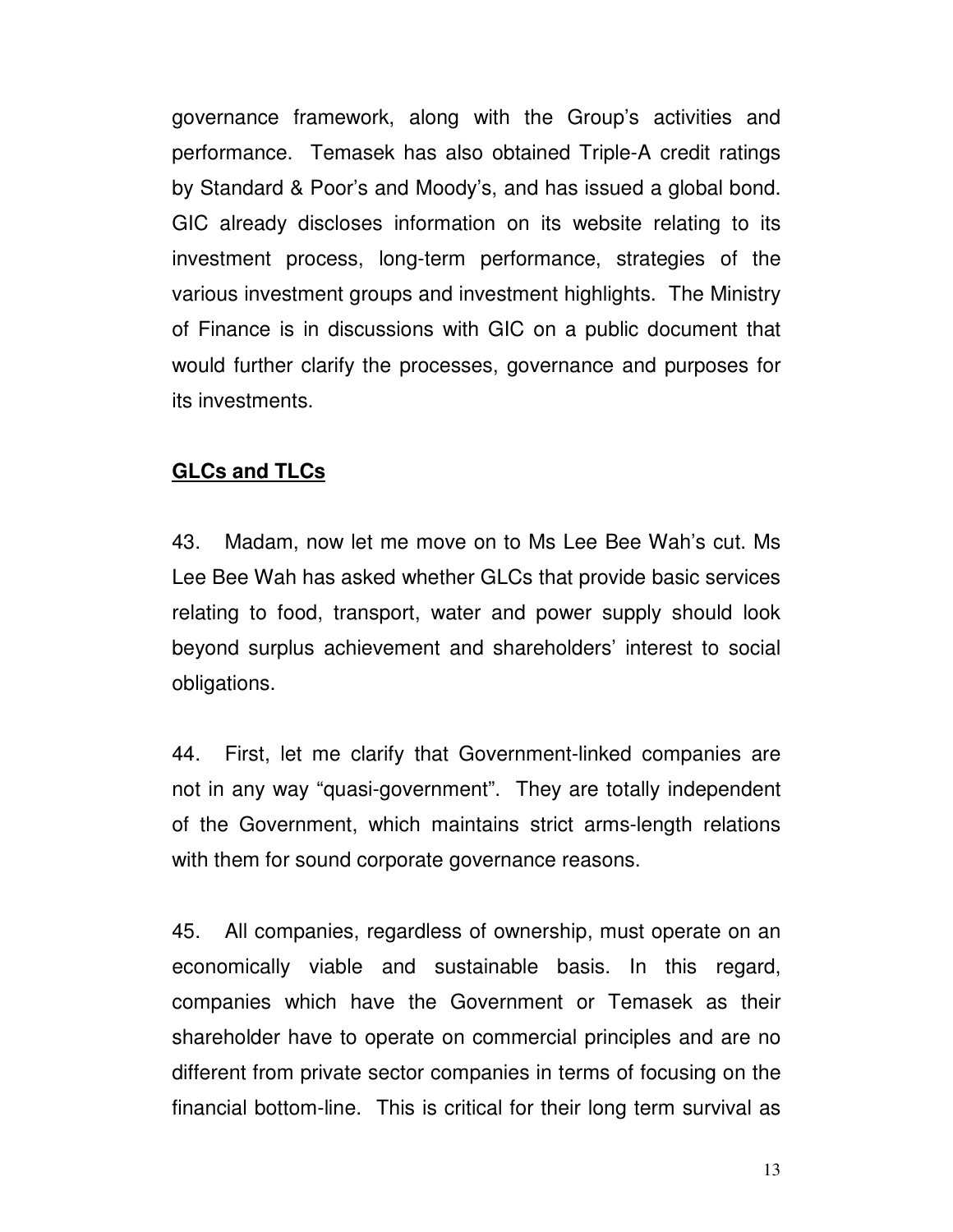governance framework, along with the Group's activities and performance. Temasek has also obtained Triple-A credit ratings by Standard & Poor's and Moody's, and has issued a global bond. GIC already discloses information on its website relating to its investment process, long-term performance, strategies of the various investment groups and investment highlights. The Ministry of Finance is in discussions with GIC on a public document that would further clarify the processes, governance and purposes for its investments.

**GLCs and TLCs**

43. Madam, now let me move on to Ms Lee Bee Wah's cut. Ms Lee Bee Wah has asked whether GLCs that provide basic services relating to food, transport, water and power supply should look beyond surplus achievement and shareholders' interest to social obligations.

44. First, let me clarify that Government-linked companies are not in any way "quasi-government". They are totally independent of the Government, which maintains strict arms-length relations with them for sound corporate governance reasons.

45. All companies, regardless of ownership, must operate on an economically viable and sustainable basis. In this regard, companies which have the Government or Temasek as their shareholder have to operate on commercial principles and are no different from private sector companies in terms of focusing on the financial bottom-line. This is critical for their long term survival as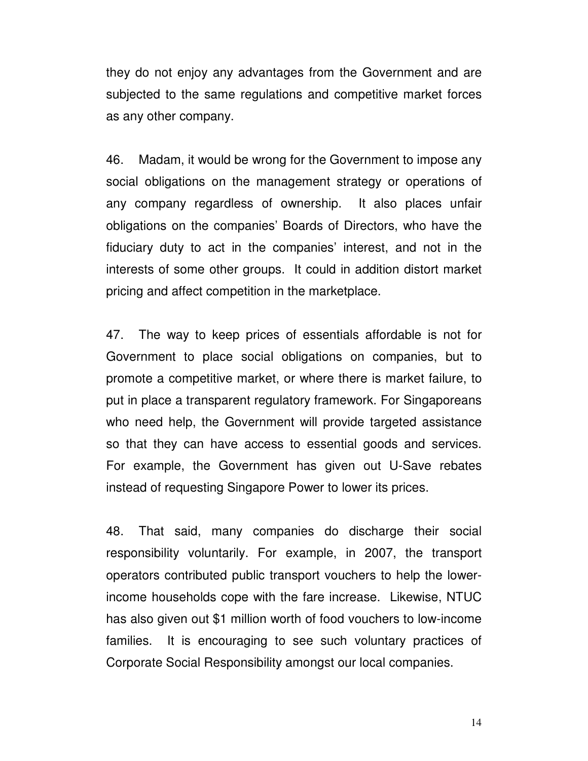they do not enjoy any advantages from the Government and are subjected to the same regulations and competitive market forces as any other company.

46. Madam, it would be wrong for the Government to impose any social obligations on the management strategy or operations of any company regardless of ownership. It also places unfair obligations on the companies' Boards of Directors, who have the fiduciary duty to act in the companies' interest, and not in the interests of some other groups. It could in addition distort market pricing and affect competition in the marketplace.

47. The way to keep prices of essentials affordable is not for Government to place social obligations on companies, but to promote a competitive market, or where there is market failure, to put in place a transparent regulatory framework. For Singaporeans who need help, the Government will provide targeted assistance so that they can have access to essential goods and services. For example, the Government has given out U-Save rebates instead of requesting Singapore Power to lower its prices.

48. That said, many companies do discharge their social responsibility voluntarily. For example, in 2007, the transport operators contributed public transport vouchers to help the lower-income households cope with the fare increase. Likewise, NTUC has also given out $1 million worth of food vouchers to low-income families. It is encouraging to see such voluntary practices of Corporate Social Responsibility amongst our local companies.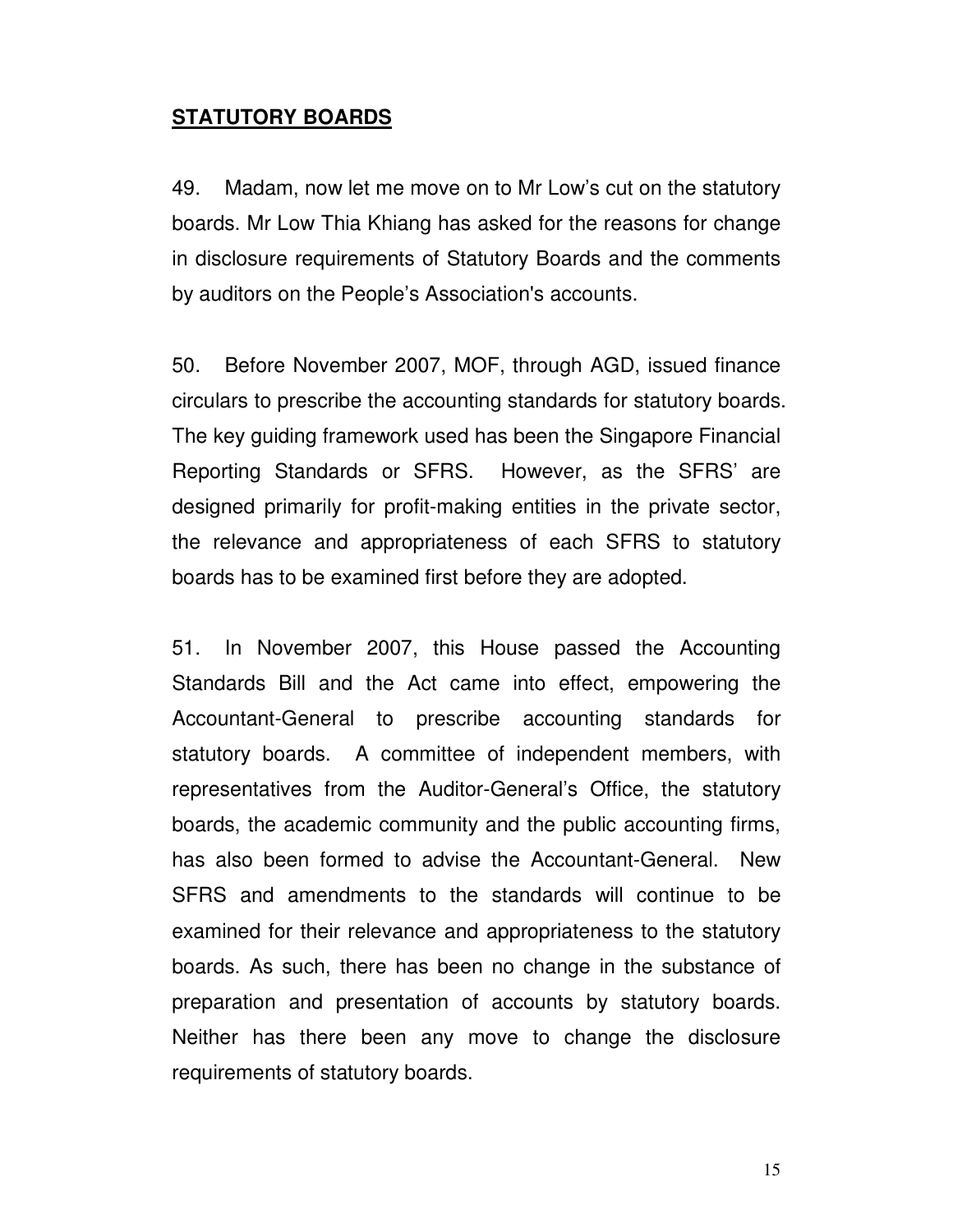## STATUTORY BOARDS

49. Madam, now let me move on to Mr Low's cut on the statutory boards. Mr Low Thia Khiang has asked for the reasons for change in disclosure requirements of Statutory Boards and the comments by auditors on the People's Association's accounts.

50. Before November 2007, MOF, through AGD, issued finance circulars to prescribe the accounting standards for statutory boards. The key guiding framework used has been the Singapore Financial Reporting Standards or SFRS. However, as the SFRS' are designed primarily for profit-making entities in the private sector, the relevance and appropriateness of each SFRS to statutory boards has to be examined first before they are adopted.

51. In November 2007, this House passed the Accounting Standards Bill and the Act came into effect, empowering the Accountant-General to prescribe accounting standards for statutory boards. A committee of independent members, with representatives from the Auditor-General's Office, the statutory boards, the academic community and the public accounting firms, has also been formed to advise the Accountant-General. New SFRS and amendments to the standards will continue to be examined for their relevance and appropriateness to the statutory boards. As such, there has been no change in the substance of preparation and presentation of accounts by statutory boards. Neither has there been any move to change the disclosure requirements of statutory boards.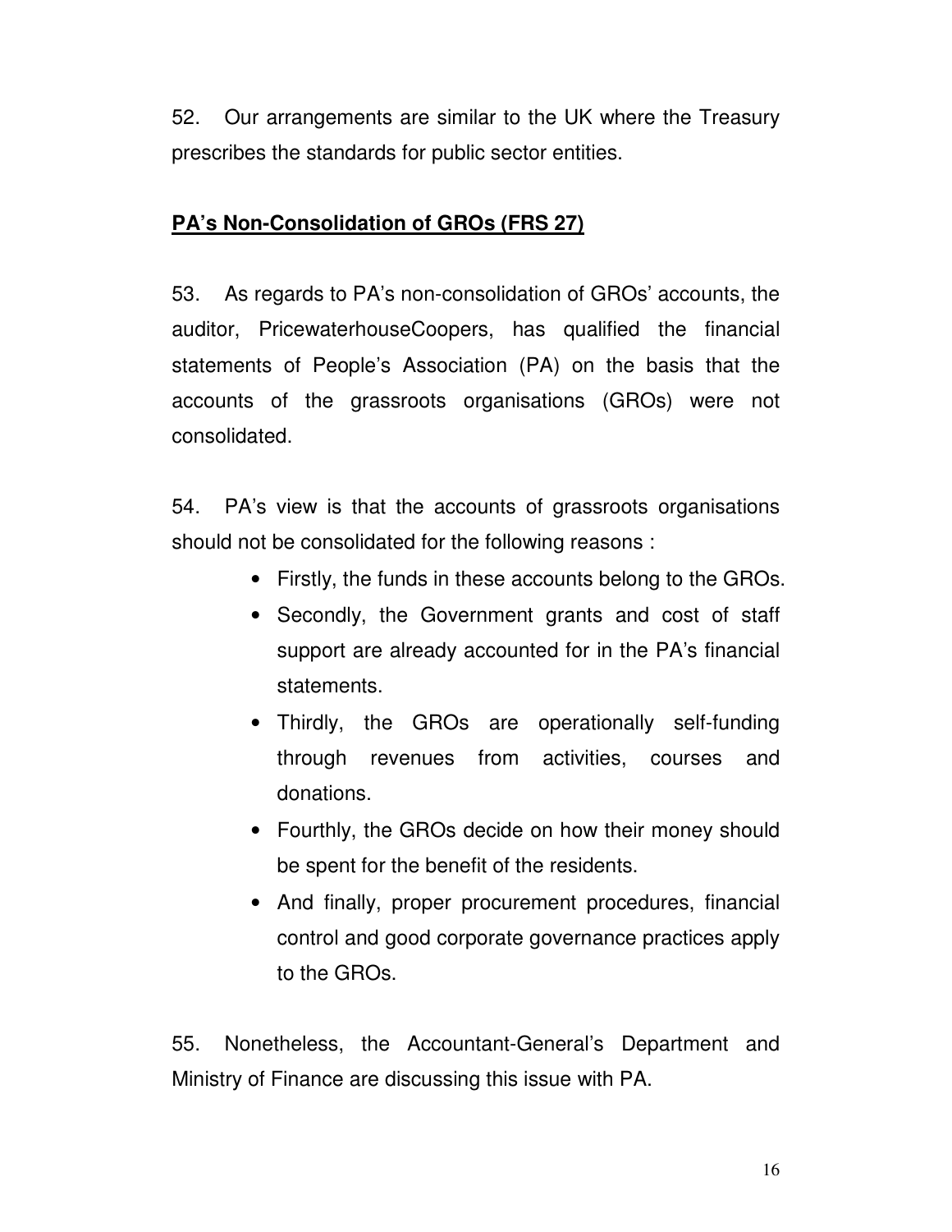52. Our arrangements are similar to the UK where the Treasury prescribes the standards for public sector entities.

**PA's Non-Consolidation of GROs (FRS 27)**

53. As regards to PA's non-consolidation of GROs' accounts, the auditor, PricewaterhouseCoopers, has qualified the financial statements of People's Association (PA) on the basis that the accounts of the grassroots organisations (GROs) were not consolidated.

54. PA's view is that the accounts of grassroots organisations should not be consolidated for the following reasons :

- Firstly, the funds in these accounts belong to the GROs.
- Secondly, the Government grants and cost of staff support are already accounted for in the PA's financial statements.
- Thirdly, the GROs are operationally self-funding through revenues from activities, courses and donations.
- Fourthly, the GROs decide on how their money should be spent for the benefit of the residents.
- And finally, proper procurement procedures, financial control and good corporate governance practices apply to the GROs.

55. Nonetheless, the Accountant-General's Department and Ministry of Finance are discussing this issue with PA.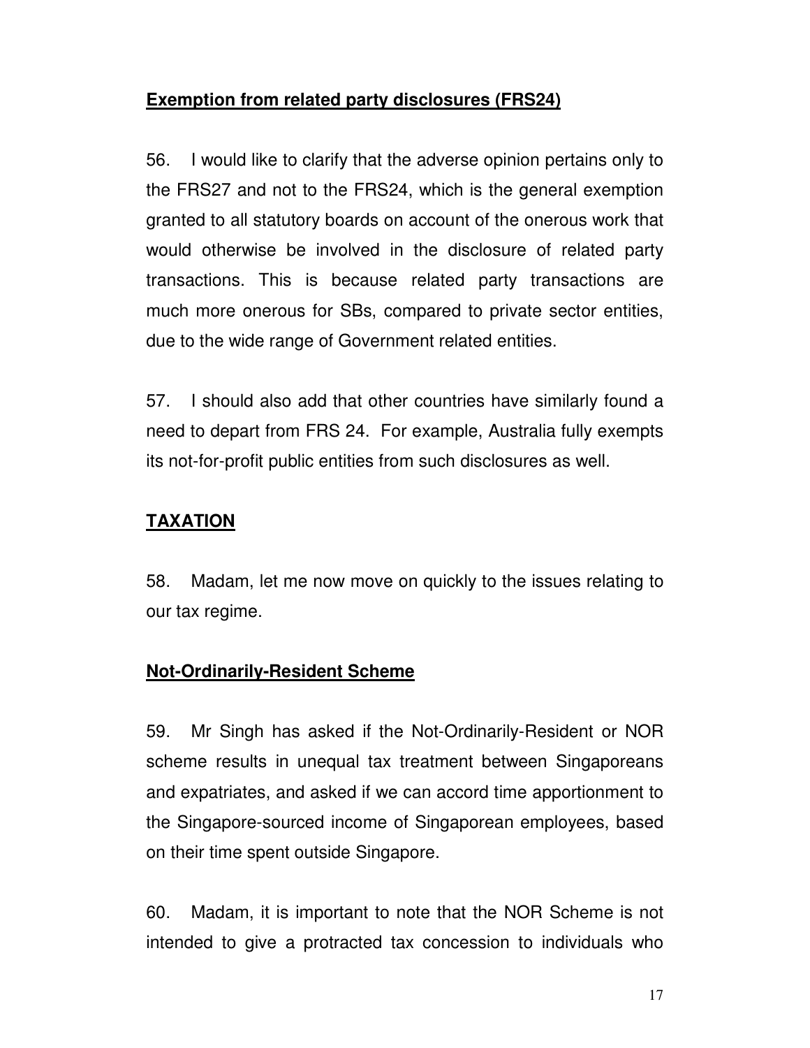**Exemption from related party disclosures (FRS24)**

56. I would like to clarify that the adverse opinion pertains only to the FRS27 and not to the FRS24, which is the general exemption granted to all statutory boards on account of the onerous work that would otherwise be involved in the disclosure of related party transactions. This is because related party transactions are much more onerous for SBs, compared to private sector entities, due to the wide range of Government related entities.

57. I should also add that other countries have similarly found a need to depart from FRS 24. For example, Australia fully exempts its not-for-profit public entities from such disclosures as well.

**TAXATION**

58. Madam, let me now move on quickly to the issues relating to our tax regime.

**Not-Ordinarily-Resident Scheme**

59. Mr Singh has asked if the Not-Ordinarily-Resident or NOR scheme results in unequal tax treatment between Singaporeans and expatriates, and asked if we can accord time apportionment to the Singapore-sourced income of Singaporean employees, based on their time spent outside Singapore.

60. Madam, it is important to note that the NOR Scheme is not intended to give a protracted tax concession to individuals who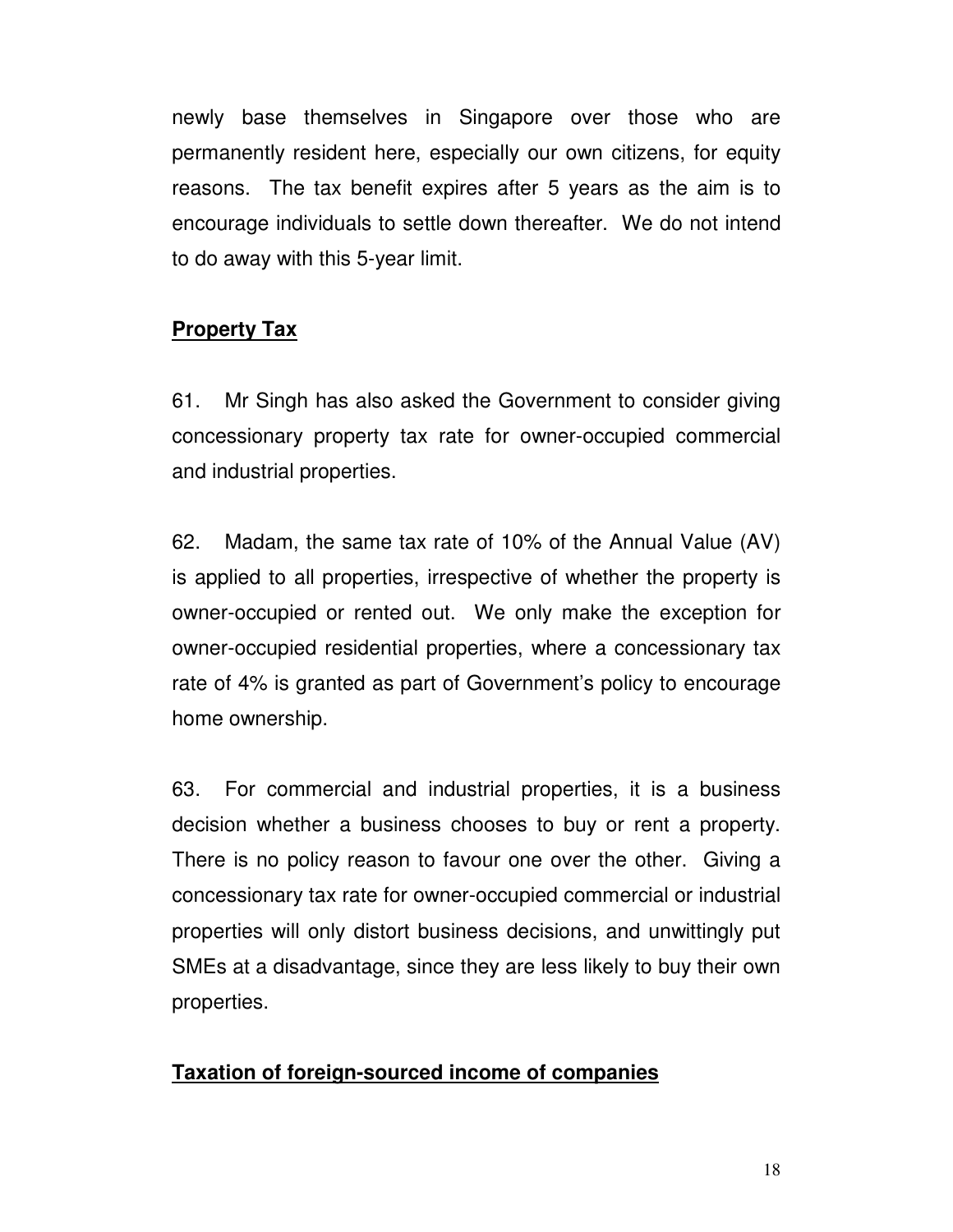newly base themselves in Singapore over those who are permanently resident here, especially our own citizens, for equity reasons. The tax benefit expires after 5 years as the aim is to encourage individuals to settle down thereafter. We do not intend to do away with this 5-year limit.

**Property Tax**

61. Mr Singh has also asked the Government to consider giving concessionary property tax rate for owner-occupied commercial and industrial properties.

62. Madam, the same tax rate of 10% of the Annual Value (AV) is applied to all properties, irrespective of whether the property is owner-occupied or rented out. We only make the exception for owner-occupied residential properties, where a concessionary tax rate of 4% is granted as part of Government's policy to encourage home ownership.

63. For commercial and industrial properties, it is a business decision whether a business chooses to buy or rent a property. There is no policy reason to favour one over the other. Giving a concessionary tax rate for owner-occupied commercial or industrial properties will only distort business decisions, and unwittingly put SMEs at a disadvantage, since they are less likely to buy their own properties.

**Taxation of foreign-sourced income of companies**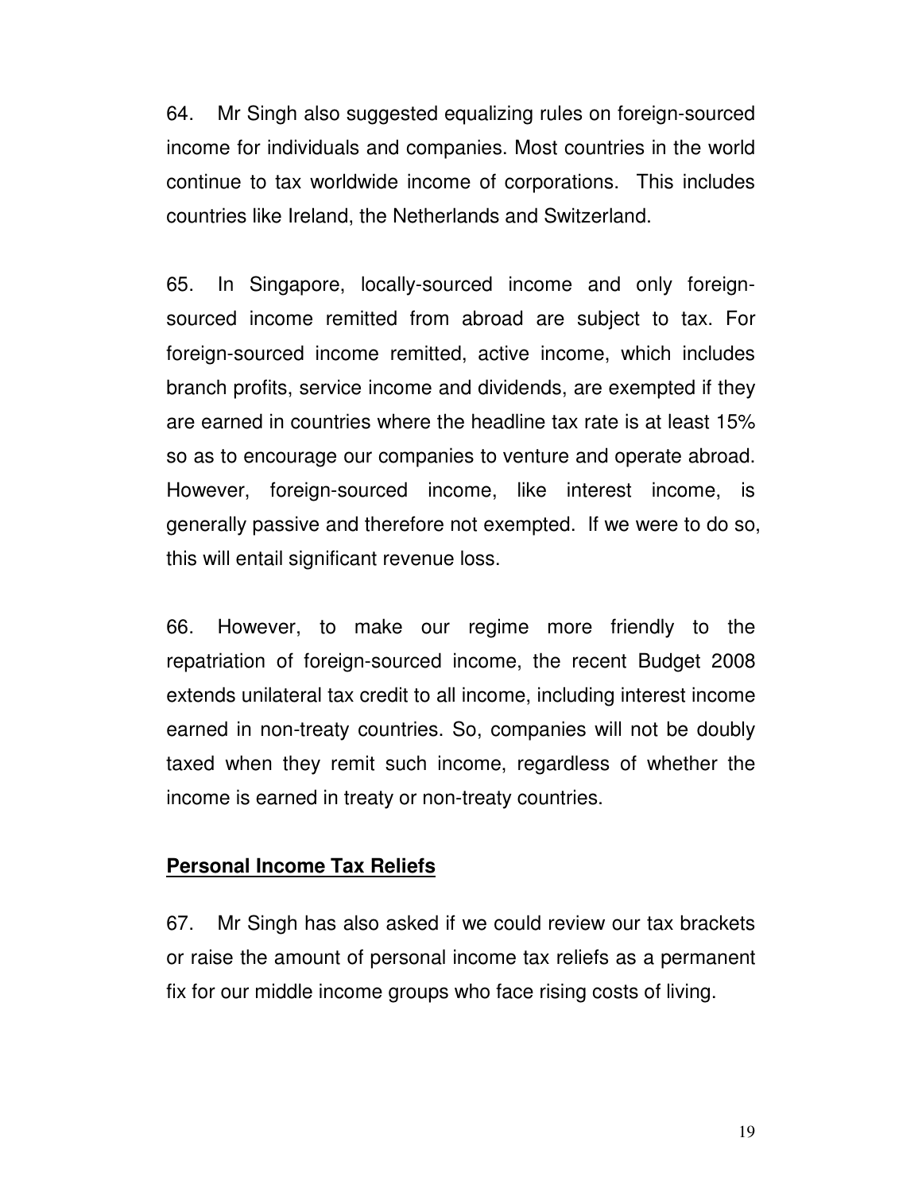64. Mr Singh also suggested equalizing rules on foreign-sourced income for individuals and companies. Most countries in the world continue to tax worldwide income of corporations. This includes countries like Ireland, the Netherlands and Switzerland.

65. In Singapore, locally-sourced income and only foreign-sourced income remitted from abroad are subject to tax. For foreign-sourced income remitted, active income, which includes branch profits, service income and dividends, are exempted if they are earned in countries where the headline tax rate is at least 15% so as to encourage our companies to venture and operate abroad. However, foreign-sourced income, like interest income, is generally passive and therefore not exempted. If we were to do so, this will entail significant revenue loss.

66. However, to make our regime more friendly to the repatriation of foreign-sourced income, the recent Budget 2008 extends unilateral tax credit to all income, including interest income earned in non-treaty countries. So, companies will not be doubly taxed when they remit such income, regardless of whether the income is earned in treaty or non-treaty countries.

## Personal Income Tax Reliefs

67. Mr Singh has also asked if we could review our tax brackets or raise the amount of personal income tax reliefs as a permanent fix for our middle income groups who face rising costs of living.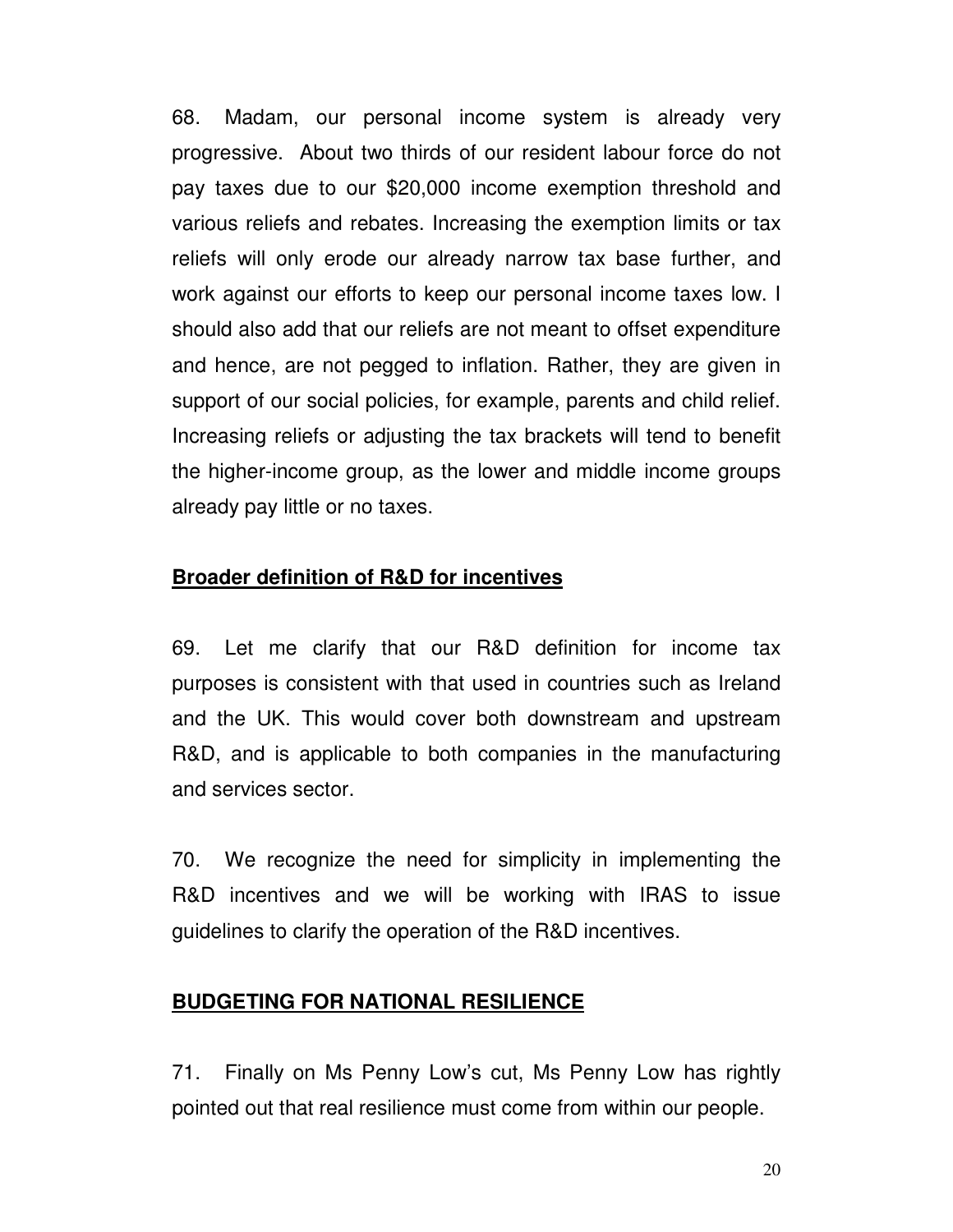68. Madam, our personal income system is already very progressive. About two thirds of our resident labour force do not pay taxes due to our $20,000 income exemption threshold and various reliefs and rebates. Increasing the exemption limits or tax reliefs will only erode our already narrow tax base further, and work against our efforts to keep our personal income taxes low. I should also add that our reliefs are not meant to offset expenditure and hence, are not pegged to inflation. Rather, they are given in support of our social policies, for example, parents and child relief. Increasing reliefs or adjusting the tax brackets will tend to benefit the higher-income group, as the lower and middle income groups already pay little or no taxes.

**Broader definition of R&D for incentives**

69. Let me clarify that our R&D definition for income tax purposes is consistent with that used in countries such as Ireland and the UK. This would cover both downstream and upstream R&D, and is applicable to both companies in the manufacturing and services sector.

70. We recognize the need for simplicity in implementing the R&D incentives and we will be working with IRAS to issue guidelines to clarify the operation of the R&D incentives.

**BUDGETING FOR NATIONAL RESILIENCE**

71. Finally on Ms Penny Low's cut, Ms Penny Low has rightly pointed out that real resilience must come from within our people.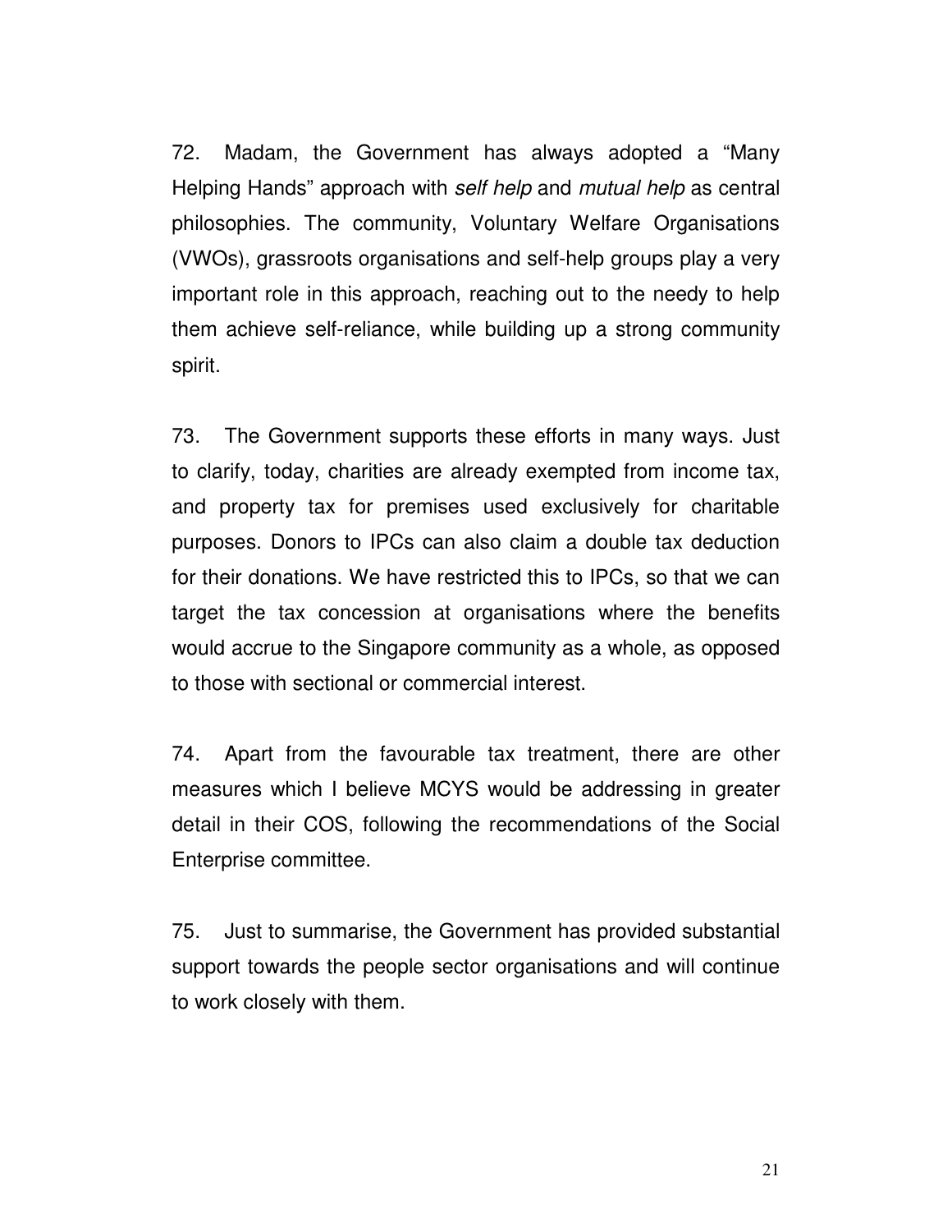72. Madam, the Government has always adopted a “Many Helping Hands” approach with *self help* and *mutual help* as central philosophies. The community, Voluntary Welfare Organisations (VWOs), grassroots organisations and self-help groups play a very important role in this approach, reaching out to the needy to help them achieve self-reliance, while building up a strong community spirit.

73. The Government supports these efforts in many ways. Just to clarify, today, charities are already exempted from income tax, and property tax for premises used exclusively for charitable purposes. Donors to IPCs can also claim a double tax deduction for their donations. We have restricted this to IPCs, so that we can target the tax concession at organisations where the benefits would accrue to the Singapore community as a whole, as opposed to those with sectional or commercial interest.

74. Apart from the favourable tax treatment, there are other measures which I believe MCYS would be addressing in greater detail in their COS, following the recommendations of the Social Enterprise committee.

75. Just to summarise, the Government has provided substantial support towards the people sector organisations and will continue to work closely with them.